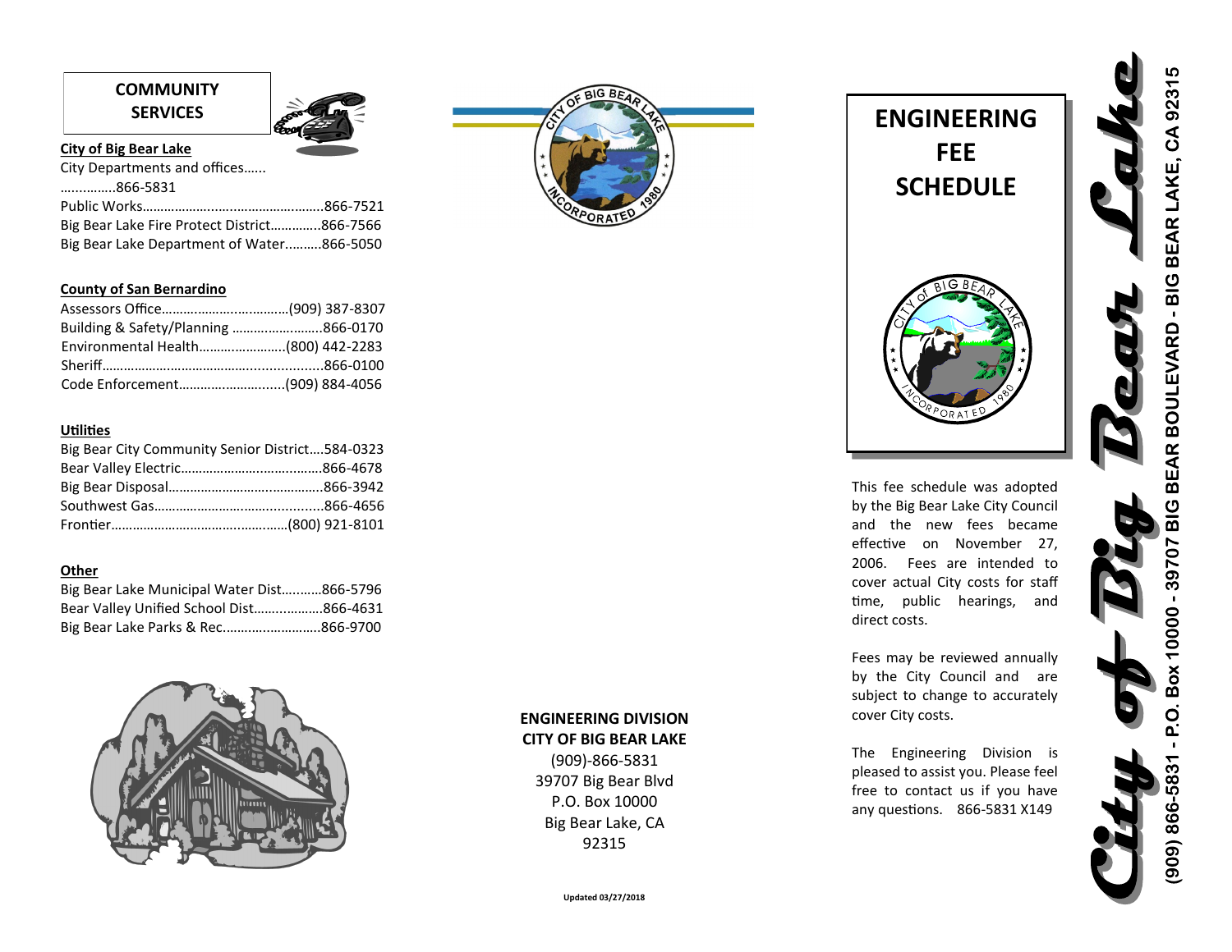## COMMUNITY SERVICES

**City of Big Bear Lake**

City Departments and offices……...............866-5831

Public Works……………………………………………..866-7521

Big Bear Lake Fire Protect District…………..866-7566

Big Bear Lake Department of Water……….866-5050

**County of San Bernardino**

Assessors Office…………………..............(909) 387-8307

Building & Safety/Planning …………………….866-0170

Environmental Health……………………(800) 442-2283

Sheriff…………………………………………................866-0100

Code Enforcement…………………........(909) 884-4056

**Utilities**

Big Bear City Community Senior District….584-0323

Bear Valley Electric……………………………………866-4678

Big Bear Disposal……………………………………….866-3942

Southwest Gas……………………………………...........866-4656

Frontier…………………………………………………(800) 921-8101

**Other**

Big Bear Lake Municipal Water Dist…..…….866-5796

Bear Valley Unified School Dist……..………..866-4631

Big Bear Lake Parks & Rec………………………..866-9700

**ENGINEERING DIVISION**
**CITY OF BIG BEAR LAKE**

(909)-866-5831
39707 Big Bear Blvd
P.O. Box 10000
Big Bear Lake, CA
92315

Updated 03/27/2018

# ENGINEERING FEE SCHEDULE

This fee schedule was adopted by the Big Bear Lake City Council and the new fees became effective on November 27, 2006. Fees are intended to cover actual City costs for staff time, public hearings, and direct costs.

Fees may be reviewed annually by the City Council and are subject to change to accurately cover City costs.

The Engineering Division is pleased to assist you. Please feel free to contact us if you have any questions. 866-5831 X149

**City of Big Bear Lake**

**(909) 866-5831 - P.O. Box 10000 - 39707 BIG BEAR BOULEVARD - BIG BEAR LAKE, CA 92315**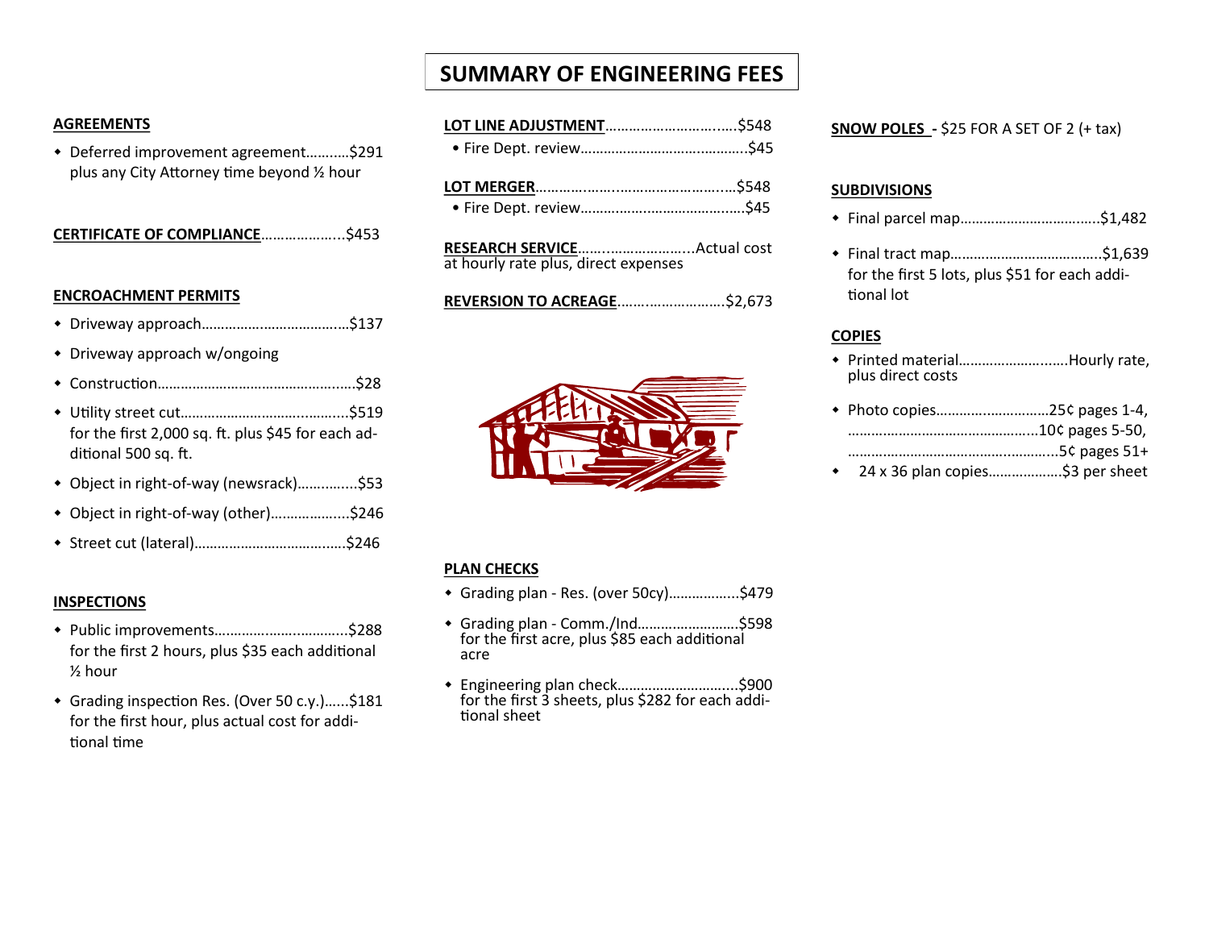# SUMMARY OF ENGINEERING FEES

**AGREEMENTS**

- Deferred improvement agreement...........$291 plus any City Attorney time beyond ½ hour

**CERTIFICATE OF COMPLIANCE**......................$453

**ENCROACHMENT PERMITS**

- Driveway approach........................................$137
- Driveway approach w/ongoing
- Construction....................................................$28
- Utility street cut............................................$519 for the first 2,000 sq. ft. plus $45 for each additional 500 sq. ft.
- Object in right-of-way (newsrack)...............$53
- Object in right-of-way (other)....................$246
- Street cut (lateral)........................................$246

**INSPECTIONS**

- Public improvements.....................................$288 for the first 2 hours, plus $35 each additional ½ hour
- Grading inspection Res. (Over 50 c.y.)......$181 for the first hour, plus actual cost for additional time

**LOT LINE ADJUSTMENT**....................................$548

- Fire Dept. review.............................................$45

**LOT MERGER**.......................................................$548

- Fire Dept. review.............................................$45

**RESEARCH SERVICE**...............................Actual cost at hourly rate plus, direct expenses

**REVERSION TO ACREAGE**............................$2,673

**PLAN CHECKS**

- Grading plan - Res. (over 50cy)..................$479
- Grading plan - Comm./Ind..........................$598 for the first acre, plus $85 each additional acre
- Engineering plan check.................................$900 for the first 3 sheets, plus $282 for each additional sheet

**SNOW POLES** - $25 FOR A SET OF 2 (+ tax)

**SUBDIVISIONS**

- Final parcel map........................................$1,482
- Final tract map..........................................$1,639 for the first 5 lots, plus $51 for each additional lot

**COPIES**

- Printed material...............................Hourly rate, plus direct costs
- Photo copies...............................25¢ pages 1-4, ...............................10¢ pages 5-50, ...............................5¢ pages 51+
- 24 x 36 plan copies...................$3 per sheet